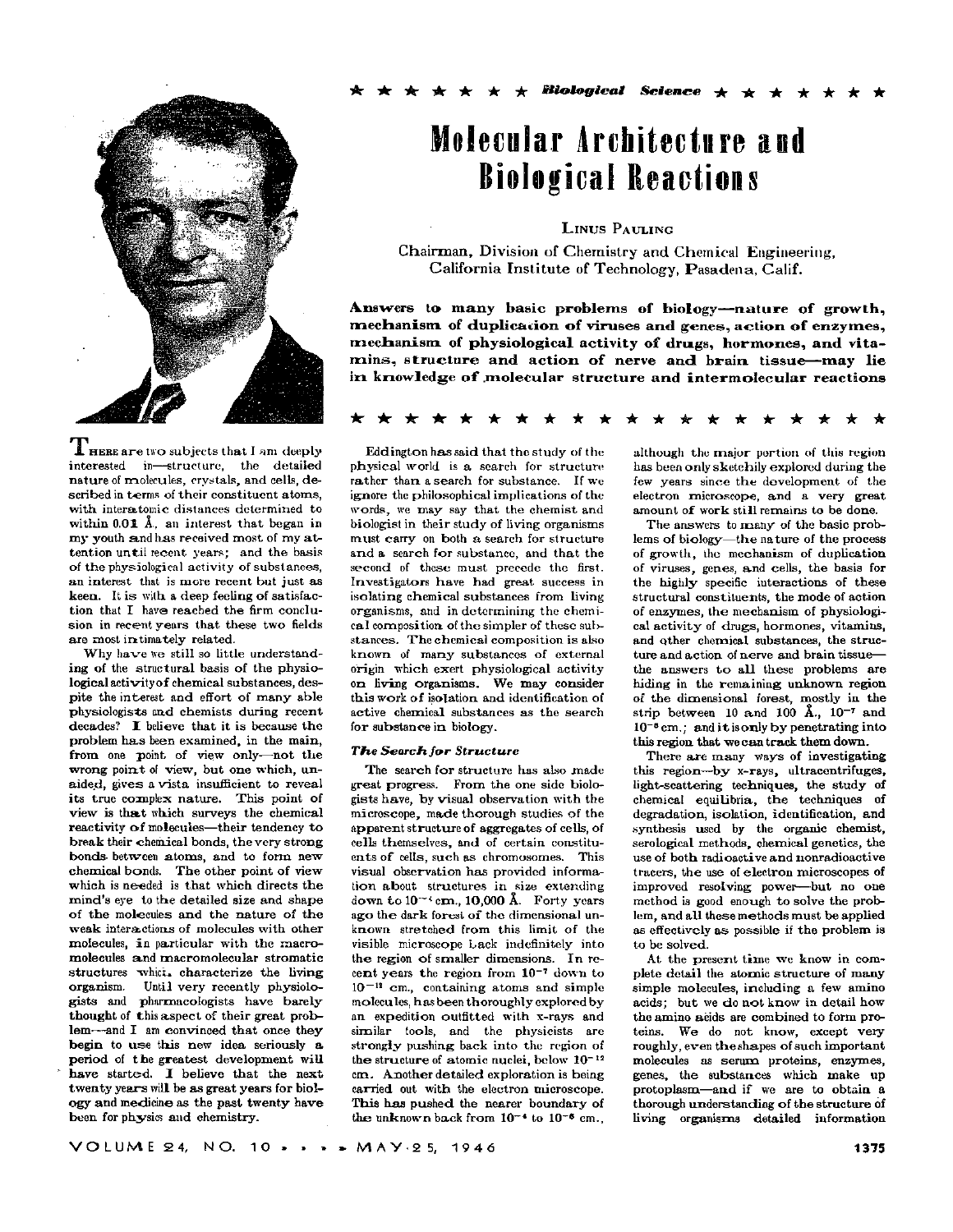★ ★ ★ ★ ★ ★ ★ *Biological Science* ★ ★ ★ ★ ★ ★ ★

# Molecular Architecture and Biological Reactions

LINUS PAULING

Chairman, Division of Chemistry and Chemical Engineering, California Institute of Technology, Pasadena, Calif.

**Answers to many basic problems of biology—nature of growth, mechanism of duplication of viruses and genes, action of enzymes, mechanism of physiological activity of drugs, hormones, and vitamins, structure and action of nerve and brain tissue—may lie in knowledge of molecular structure and intermolecular reactions**

THERE are two subjects that I am deeply interested in—structure, the detailed nature of molecules, crystals, and cells, described in terms of their constituent atoms, with interatomic distances determined to within 0.01 Å, an interest that began in my youth and has received most of my attention until recent years; and the basis of the physiological activity of substances, an interest that is more recent but just as keen. It is with a deep feeling of satisfaction that I have reached the firm conclusion in recent years that these two fields are most intimately related.

Why have we still so little understanding of the structural basis of the physiological activity of chemical substances, despite the interest and effort of many able physiologists and chemists during recent decades? I believe that it is because the problem has been examined, in the main, from one point of view only—not the wrong point of view, but one which, unaided, gives a vista insufficient to reveal its true complex nature. This point of view is that which surveys the chemical reactivity of molecules—their tendency to break their chemical bonds, the very strong bonds between atoms, and to form new chemical bonds. The other point of view which is needed is that which directs the mind's eye to the detailed size and shape of the molecules and the nature of the weak interactions of molecules with other molecules, in particular with the macromolecules and macromolecular stromatic structures which characterize the living organism. Until very recently physiologists and pharmacologists have barely thought of this aspect of their great problem—and I am convinced that once they begin to use this new idea seriously a period of the greatest development will have started. I believe that the next twenty years will be as great years for biology and medicine as the past twenty have been for physics and chemistry.

Eddington has said that the study of the physical world is a search for structure rather than a search for substance. If we ignore the philosophical implications of the words, we may say that the chemist and biologist in their study of living organisms must carry on both a search for structure and a search for substance, and that the second of these must precede the first. Investigators have had great success in isolating chemical substances from living organisms, and in determining the chemical composition of the simpler of these substances. The chemical composition is also known of many substances of external origin which exert physiological activity on living organisms. We may consider this work of isolation and identification of active chemical substances as the search for substance in biology.

### *The Search for Structure*

The search for structure has also made great progress. From the one side biologists have, by visual observation with the microscope, made thorough studies of the apparent structure of aggregates of cells, of cells themselves, and of certain constituents of cells, such as chromosomes. This visual observation has provided information about structures in size extending down to $10^{-4}$ cm., 10,000 Å. Forty years ago the dark forest of the dimensional unknown stretched from this limit of the visible microscope back indefinitely into the region of smaller dimensions. In recent years the region from $10^{-7}$ down to $10^{-12}$ cm., containing atoms and simple molecules, has been thoroughly explored by an expedition outfitted with x-rays and similar tools, and the physicists are strongly pushing back into the region of the structure of atomic nuclei, below $10^{-12}$ cm. Another detailed exploration is being carried out with the electron microscope. This has pushed the nearer boundary of the unknown back from $10^{-4}$ to $10^{-6}$ cm., although the major portion of this region has been only sketchily explored during the few years since the development of the electron microscope, and a very great amount of work still remains to be done.

The answers to many of the basic problems of biology—the nature of the process of growth, the mechanism of duplication of viruses, genes, and cells, the basis for the highly specific interactions of these structural constituents, the mode of action of enzymes, the mechanism of physiological activity of drugs, hormones, vitamins, and other chemical substances, the structure and action of nerve and brain tissue—the answers to all these problems are hiding in the remaining unknown region of the dimensional forest, mostly in the strip between 10 and 100 Å., $10^{-7}$ and $10^{-6}$ cm.; and it is only by penetrating into this region that we can track them down.

There are many ways of investigating this region—by x-rays, ultracentrifuges, light-scattering techniques, the study of chemical equilibria, the techniques of degradation, isolation, identification, and synthesis used by the organic chemist, serological methods, chemical genetics, the use of both radioactive and nonradioactive tracers, the use of electron microscopes of improved resolving power—but no one method is good enough to solve the problem, and all these methods must be applied as effectively as possible if the problem is to be solved.

At the present time we know in complete detail the atomic structure of many simple molecules, including a few amino acids; but we do not know in detail how the amino acids are combined to form proteins. We do not know, except very roughly, even the shapes of such important molecules as serum proteins, enzymes, genes, the substances which make up protoplasm—and if we are to obtain a thorough understanding of the structure of living organisms detailed information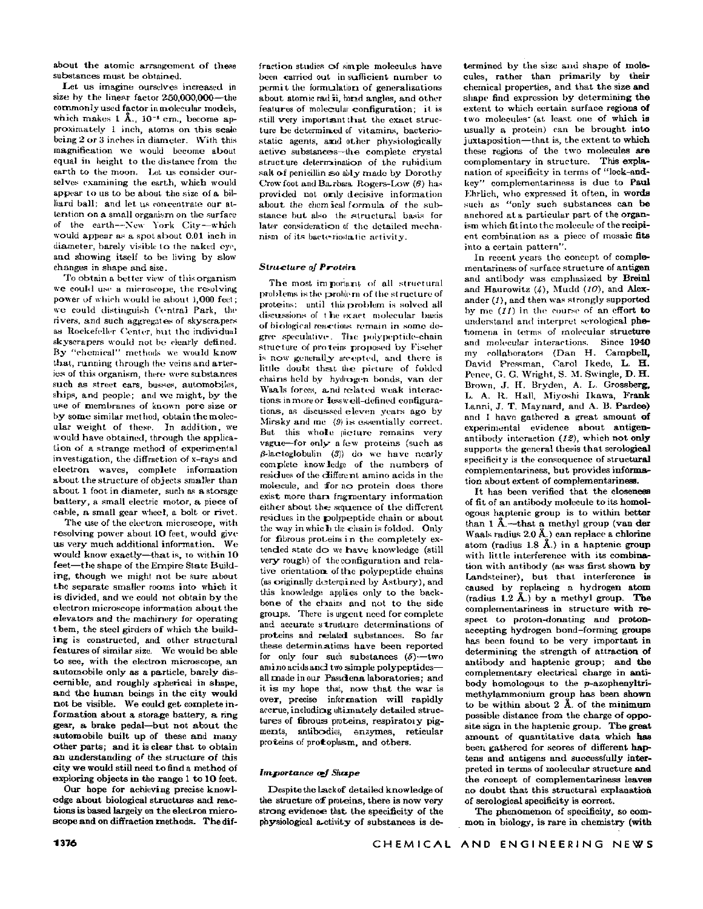about the atomic arrangement of these substances must be obtained.

Let us imagine ourselves increased in size by the linear factor 250,000,000—the commonly used factor in molecular models, which makes 1 Å., $10^{-8}$ cm., become approximately 1 inch, atoms on this scale being 2 or 3 inches in diameter. With this magnification we would become about equal in height to the distance from the earth to the moon. Let us consider ourselves examining the earth, which would appear to us to be about the size of a billiard ball; and let us concentrate our attention on a small organism on the surface of the earth—New York City—which would appear as a spot about 0.01 inch in diameter, barely visible to the naked eye, and showing itself to be living by slow changes in shape and size.

To obtain a better view of this organism we could use a microscope, the resolving power of which would be about 1,000 feet; we could distinguish Central Park, the rivers, and such aggregates of skyscrapers as Rockefeller Center, but the individual skyscrapers would not be clearly defined. By "chemical" methods we would know that, running through the veins and arteries of this organism, there were substances such as street cars, busses, automobiles, ships, and people; and we might, by the use of membranes of known pore size or by some similar method, obtain the molecular weight of these. In addition, we would have obtained, through the application of a strange method of experimental investigation, the diffraction of x-rays and electron waves, complete information about the structure of objects smaller than about 1 foot in diameter, such as a storage battery, a small electric motor, a piece of cable, a small gear wheel, a bolt or rivet.

The use of the electron microscope, with resolving power about 10 feet, would give us very much additional information. We would know exactly—that is, to within 10 feet—the shape of the Empire State Building, though we might not be sure about the separate smaller rooms into which it is divided, and we could not obtain by the electron microscope information about the elevators and the machinery for operating them, the steel girders of which the building is constructed, and other structural features of similar size. We would be able to see, with the electron microscope, an automobile only as a particle, barely discernible, and roughly spherical in shape, and the human beings in the city would not be visible. We could get complete information about a storage battery, a ring gear, a brake pedal—but not about the automobile built up of these and many other parts; and it is clear that to obtain an understanding of the structure of this city we would still need to find a method of exploring objects in the range 1 to 10 feet.

Our hope for achieving precise knowledge about biological structures and reactions is based largely on the electron microscope and on diffraction methods. The diffraction studies of simple molecules have been carried out in sufficient number to permit the formulation of generalizations about atomic radii, bond angles, and other features of molecular configuration; it is still very important that the exact structure be determined of vitamins, bacteriostatic agents, and other physiologically active substances—the complete crystal structure determination of the rubidium salt of penicillin so ably made by Dorothy Crowfoot and Barbara Rogers-Low (6) has provided not only decisive information about the chemical formula of the substance but also the structural basis for later consideration of the detailed mechanism of its bacteriostatic activity.

### *Structure of Protein*

The most important of all structural problems is the problem of the structure of proteins: until this problem is solved all discussions of the exact molecular basis of biological reactions remain in some degree speculative. The polypeptide-chain structure of proteins proposed by Fischer is now generally accepted, and there is little doubt that the picture of folded chains held by hydrogen bonds, van der Waals forces, and related weak interactions in more or less well-defined configurations, as discussed eleven years ago by Mirsky and me (9) is essentially correct. But this whole picture remains very vague—for only a few proteins (such as $\beta$-lactoglobulin (3)) do we have nearly complete knowledge of the numbers of residues of the different amino acids in the molecule, and for no protein does there exist more than fragmentary information either about the sequence of the different residues in the polypeptide chain or about the way in which the chain is folded. Only for fibrous proteins in the completely extended state do we have knowledge (still very rough) of the configuration and relative orientation of the polypeptide chains (as originally determined by Astbury), and this knowledge applies only to the backbone of the chains and not to the side groups. There is urgent need for complete and accurate structure determinations of proteins and related substances. So far these determinations have been reported for only four such substances (5)—two amino acids and two simple polypeptides—all made in our Pasadena laboratories; and it is my hope that, now that the war is over, precise information will rapidly accrue, including ultimately detailed structures of fibrous proteins, respiratory pigments, antibodies, enzymes, reticular proteins of protoplasm, and others.

### *Importance of Shape*

Despite the lack of detailed knowledge of the structure of proteins, there is now very strong evidence that the specificity of the physiological activity of substances is determined by the size and shape of molecules, rather than primarily by their chemical properties, and that the size and shape find expression by determining the extent to which certain surface regions of two molecules (at least one of which is usually a protein) can be brought into juxtaposition—that is, the extent to which these regions of the two molecules are complementary in structure. This explanation of specificity in terms of "lock-and-key" complementariness is due to Paul Ehrlich, who expressed it often, in words such as "only such substances can be anchored at a particular part of the organism which fit into the molecule of the recipient combination as a piece of mosaic fits into a certain pattern".

In recent years the concept of complementariness of surface structure of antigen and antibody was emphasized by Breinl and Haurowitz (4), Mudd (10), and Alexander (1), and then was strongly supported by me (11) in the course of an effort to understand and interpret serological phenomena in terms of molecular structure and molecular interactions. Since 1940 my collaborators (Dan H. Campbell, David Pressman, Carol Ikeda, L. H. Pence, G. G. Wright, S. M. Swingle, D. H. Brown, J. H. Bryden, A. L. Grossberg, L. A. R. Hall, Miyoshi Ikawa, Frank Lanni, J. T. Maynard, and A. B. Pardee) and I have gathered a great amount of experimental evidence about antigen-antibody interaction (12), which not only supports the general thesis that serological specificity is the consequence of structural complementariness, but provides information about extent of complementariness.

It has been verified that the closeness of fit of an antibody molecule to its homologous haptenic group is to within better than 1 Å.—that a methyl group (van der Waals radius 2.0 Å.) can replace a chlorine atom (radius 1.8 Å.) in a haptenic group with little interference with its combination with antibody (as was first shown by Landsteiner), but that interference is caused by replacing a hydrogen atom (radius 1.2 Å.) by a methyl group. The complementariness in structure with respect to proton-donating and proton-accepting hydrogen bond-forming groups has been found to be very important in determining the strength of attraction of antibody and haptenic group; and the complementary electrical charge in antibody homologous to the $p$-azophenyltrimethylammonium group has been shown to be within about 2 Å. of the minimum possible distance from the charge of opposite sign in the haptenic group. The great amount of quantitative data which has been gathered for scores of different haptens and antigens and successfully interpreted in terms of molecular structure and the concept of complementariness leaves no doubt that this structural explanation of serological specificity is correct.

The phenomenon of specificity, so common in biology, is rare in chemistry (with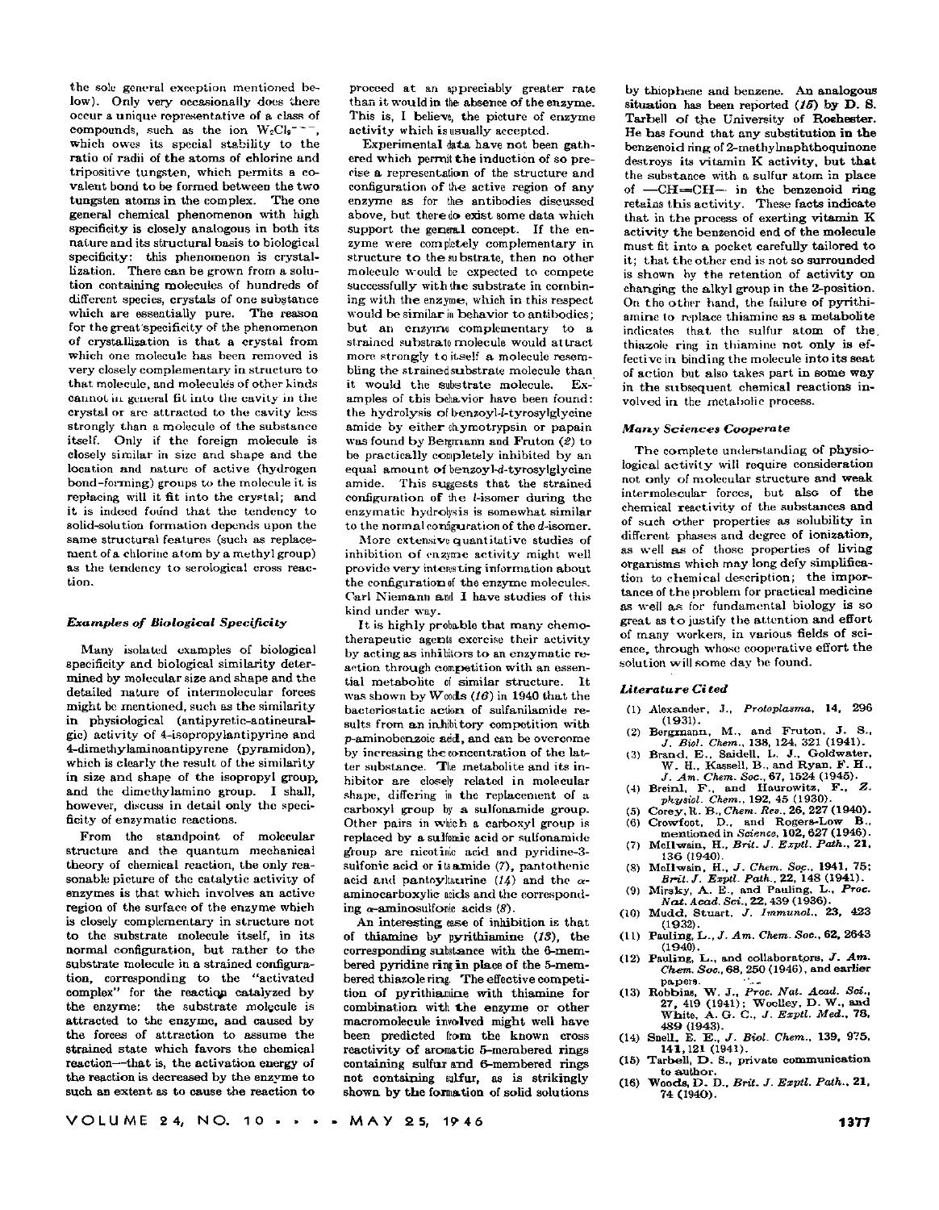the sole general exception mentioned below). Only very occasionally does there occur a unique representative of a class of compounds, such as the ion $W_2Cl_9^{---}$, which owes its special stability to the ratio of radii of the atoms of chlorine and tripositive tungsten, which permits a covalent bond to be formed between the two tungsten atoms in the complex. The one general chemical phenomenon with high specificity is closely analogous in both its nature and its structural basis to biological specificity: this phenomenon is crystallization. There can be grown from a solution containing molecules of hundreds of different species, crystals of one substance which are essentially pure. The reason for the great specificity of the phenomenon of crystallization is that a crystal from which one molecule has been removed is very closely complementary in structure to that molecule, and molecules of other kinds cannot in general fit into the cavity in the crystal or are attracted to the cavity less strongly than a molecule of the substance itself. Only if the foreign molecule is closely similar in size and shape and the location and nature of active (hydrogen bond-forming) groups to the molecule it is replacing will it fit into the crystal; and it is indeed found that the tendency to solid-solution formation depends upon the same structural features (such as replacement of a chlorine atom by a methyl group) as the tendency to serological cross reaction.

### *Examples of Biological Specificity*

Many isolated examples of biological specificity and biological similarity determined by molecular size and shape and the detailed nature of intermolecular forces might be mentioned, such as the similarity in physiological (antipyretic-antineuralgic) activity of 4-isopropylantipyrine and 4-dimethylaminoantipyrene (pyramidon), which is clearly the result of the similarity in size and shape of the isopropyl group, and the dimethylamino group. I shall, however, discuss in detail only the specificity of enzymatic reactions.

From the standpoint of molecular structure and the quantum mechanical theory of chemical reaction, the only reasonable picture of the catalytic activity of enzymes is that which involves an active region of the surface of the enzyme which is closely complementary in structure not to the substrate molecule itself, in its normal configuration, but rather to the substrate molecule in a strained configuration, corresponding to the "activated complex" for the reaction catalyzed by the enzyme: the substrate molecule is attracted to the enzyme, and caused by the forces of attraction to assume the strained state which favors the chemical reaction—that is, the activation energy of the reaction is decreased by the enzyme to such an extent as to cause the reaction to proceed at an appreciably greater rate than it would in the absence of the enzyme. This is, I believe, the picture of enzyme activity which is usually accepted.

Experimental data have not been gathered which permit the induction of so precise a representation of the structure and configuration of the active region of any enzyme as for the antibodies discussed above, but there do exist some data which support the general concept. If the enzyme were completely complementary in structure to the substrate, then no other molecule would be expected to compete successfully with the substrate in combining with the enzyme, which in this respect would be similar in behavior to antibodies; but an enzyme complementary to a strained substrate molecule would attract more strongly to itself a molecule resembling the strained substrate molecule than it would the substrate molecule. Examples of this behavior have been found: the hydrolysis of benzoyl-*l*-tyrosylglycine amide by either chymotrypsin or papain was found by Bergmann and Fruton (*2*) to be practically completely inhibited by an equal amount of benzoyl-*d*-tyrosylglycine amide. This suggests that the strained configuration of the *l*-isomer during the enzymatic hydrolysis is somewhat similar to the normal configuration of the *d*-isomer.

More extensive quantitative studies of inhibition of enzyme activity might well provide very interesting information about the configuration of the enzyme molecules. Carl Niemann and I have studies of this kind under way.

It is highly probable that many chemotherapeutic agents exercise their activity by acting as inhibitors to an enzymatic reaction through competition with an essential metabolite of similar structure. It was shown by Woods (*16*) in 1940 that the bacteriostatic action of sulfanilamide results from an inhibitory competition with *p*-aminobenzoic acid, and can be overcome by increasing the concentration of the latter substance. The metabolite and its inhibitor are closely related in molecular shape, differing in the replacement of a carboxyl group by a sulfonamide group. Other pairs in which a carboxyl group is replaced by a sulfonic acid or sulfonamide group are nicotinic acid and pyridine-3-sulfonic acid or its amide (*7*), pantothenic acid and pantoyltaurine (*14*) and the $\alpha$-aminocarboxylic acids and the corresponding $\alpha$-aminosulfonic acids (*8*).

An interesting case of inhibition is that of thiamine by pyrithiamine (*13*), the corresponding substance with the 6-membered pyridine ring in place of the 5-membered thiazole ring. The effective competition of pyrithiamine with thiamine for combination with the enzyme or other macromolecule involved might well have been predicted from the known cross reactivity of aromatic 5-membered rings containing sulfur and 6-membered rings not containing sulfur, as is strikingly shown by the formation of solid solutions by thiophene and benzene. An analogous situation has been reported (*15*) by D. S. Tarbell of the University of Rochester. He has found that any substitution in the benzenoid ring of 2-methylnaphthoquinone destroys its vitamin K activity, but that the substance with a sulfur atom in place of —CH=CH— in the benzenoid ring retains this activity. These facts indicate that in the process of exerting vitamin K activity the benzenoid end of the molecule must fit into a pocket carefully tailored to it; that the other end is not so surrounded is shown by the retention of activity on changing the alkyl group in the 2-position. On the other hand, the failure of pyrithiamine to replace thiamine as a metabolite indicates that the sulfur atom of the thiazole ring in thiamine not only is effective in binding the molecule into its seat of action but also takes part in some way in the subsequent chemical reactions involved in the metabolic process.

### *Many Sciences Cooperate*

The complete understanding of physiological activity will require consideration not only of molecular structure and weak intermolecular forces, but also of the chemical reactivity of the substances and of such other properties as solubility in different phases and degree of ionization, as well as of those properties of living organisms which may long defy simplification to chemical description; the importance of the problem for practical medicine as well as for fundamental biology is so great as to justify the attention and effort of many workers, in various fields of science, through whose cooperative effort the solution will some day be found.

### *Literature Cited*

(1) Alexander, J., *Protoplasma*, **14**, 296 (1931).
(2) Bergmann, M., and Fruton, J. S., *J. Biol. Chem.*, **138**, 124, 321 (1941).
(3) Brand, E., Saidell, L. J., Goldwater, W. H., Kassell, B., and Ryan, F. H., *J. Am. Chem. Soc.*, **67**, 1524 (1945).
(4) Breinl, F., and Haurowitz, F., *Z. physiol. Chem.*, **192**, 45 (1930).
(5) Corey, R. B., *Chem. Rev.*, **26**, 227 (1940).
(6) Crowfoot, D., and Rogers-Low B., mentioned in *Science*, **102**, 627 (1946).
(7) McIlwain, H., *Brit. J. Exptl. Path.*, **21**, 136 (1940).
(8) McIlwain, H., *J. Chem. Soc.*, **1941**, 75; *Brit. J. Exptl. Path.*, **22**, 148 (1941).
(9) Mirsky, A. E., and Pauling, L., *Proc. Nat. Acad. Sci.*, **22**, 439 (1936).
(10) Mudd, Stuart, *J. Immunol.*, **23**, 423 (1932).
(11) Pauling, L., *J. Am. Chem. Soc.*, **62**, 2643 (1940).
(12) Pauling, L., and collaborators, *J. Am. Chem. Soc.*, **68**, 250 (1946), and earlier papers.
(13) Robbins, W. J., *Proc. Nat. Acad. Sci.*, **27**, 419 (1941); Woolley, D. W., and White, A. G. C., *J. Exptl. Med.*, **78**, 489 (1943).
(14) Snell, E. E., *J. Biol. Chem.*, **139**, 975, **141**, 121 (1941).
(15) Tarbell, D. S., private communication to author.
(16) Woods, D. D., *Brit. J. Exptl. Path.*, **21**, 74 (1940).